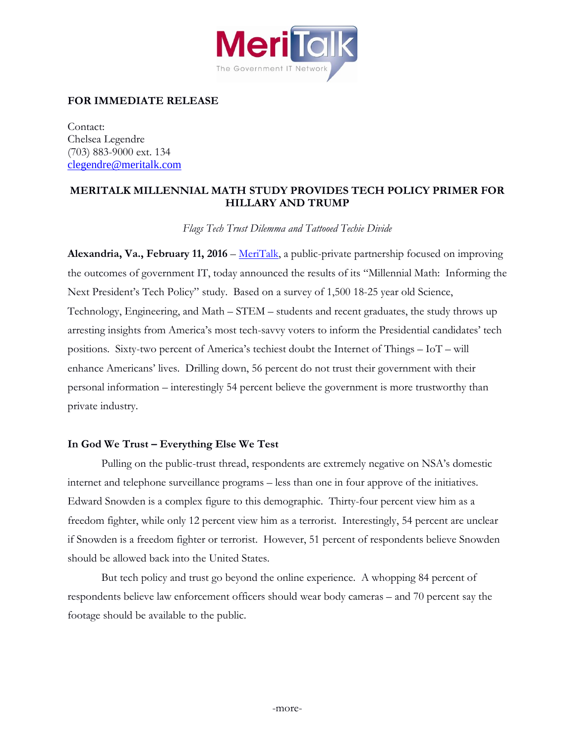**FOR IMMEDIATE RELEASE**

Contact:
Chelsea Legendre
(703) 883-9000 ext. 134
clegendre@meritalk.com

## MERITALK MILLENNIAL MATH STUDY PROVIDES TECH POLICY PRIMER FOR HILLARY AND TRUMP

*Flags Tech Trust Dilemma and Tattooed Techie Divide*

**Alexandria, Va., February 11, 2016** – MeriTalk, a public-private partnership focused on improving the outcomes of government IT, today announced the results of its "Millennial Math: Informing the Next President's Tech Policy" study. Based on a survey of 1,500 18-25 year old Science, Technology, Engineering, and Math – STEM – students and recent graduates, the study throws up arresting insights from America's most tech-savvy voters to inform the Presidential candidates' tech positions. Sixty-two percent of America's techiest doubt the Internet of Things – IoT – will enhance Americans' lives. Drilling down, 56 percent do not trust their government with their personal information – interestingly 54 percent believe the government is more trustworthy than private industry.

### In God We Trust – Everything Else We Test

Pulling on the public-trust thread, respondents are extremely negative on NSA's domestic internet and telephone surveillance programs – less than one in four approve of the initiatives. Edward Snowden is a complex figure to this demographic. Thirty-four percent view him as a freedom fighter, while only 12 percent view him as a terrorist. Interestingly, 54 percent are unclear if Snowden is a freedom fighter or terrorist. However, 51 percent of respondents believe Snowden should be allowed back into the United States.

But tech policy and trust go beyond the online experience. A whopping 84 percent of respondents believe law enforcement officers should wear body cameras – and 70 percent say the footage should be available to the public.

-more-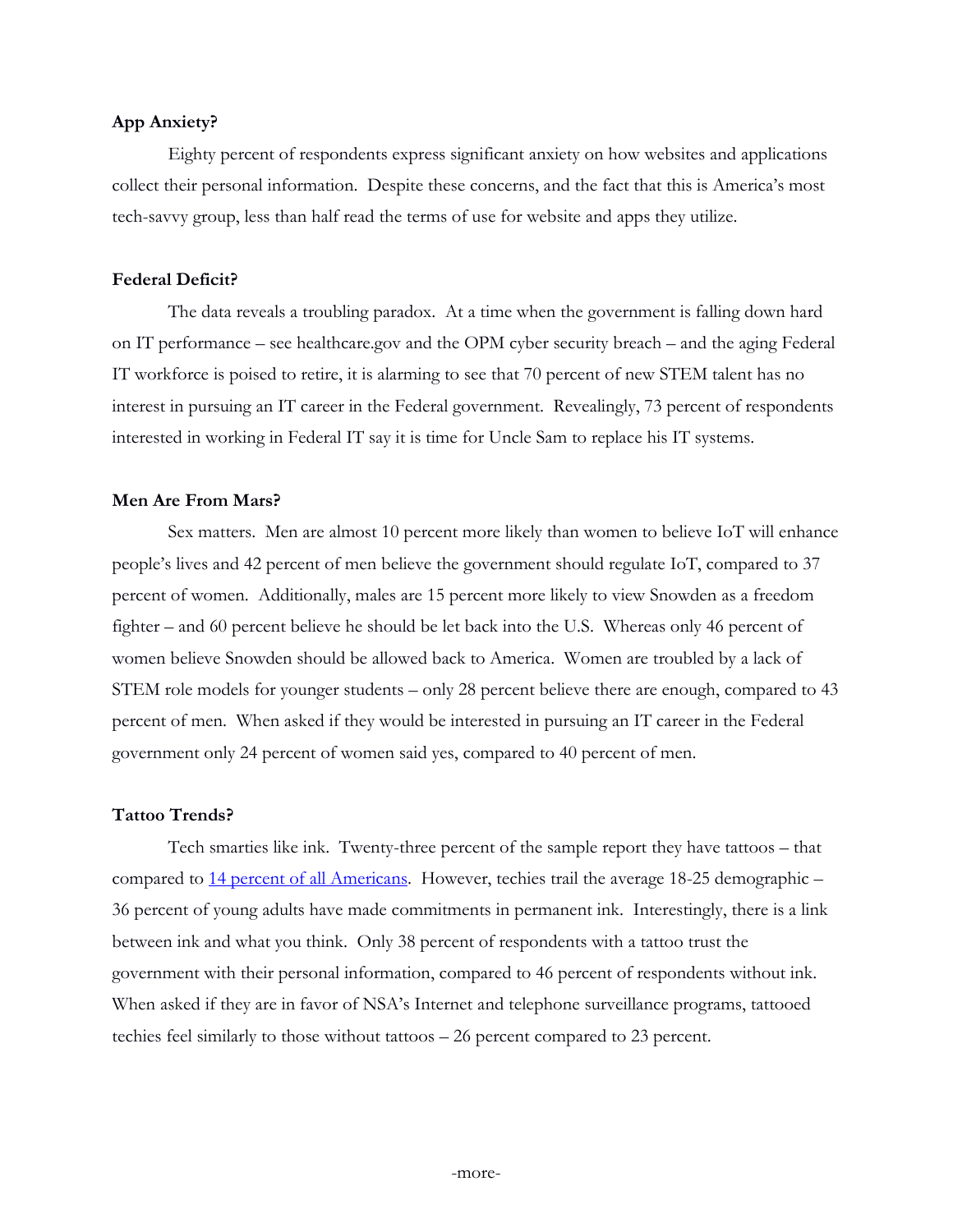**App Anxiety?**

Eighty percent of respondents express significant anxiety on how websites and applications collect their personal information. Despite these concerns, and the fact that this is America's most tech-savvy group, less than half read the terms of use for website and apps they utilize.

**Federal Deficit?**

The data reveals a troubling paradox. At a time when the government is falling down hard on IT performance – see healthcare.gov and the OPM cyber security breach – and the aging Federal IT workforce is poised to retire, it is alarming to see that 70 percent of new STEM talent has no interest in pursuing an IT career in the Federal government. Revealingly, 73 percent of respondents interested in working in Federal IT say it is time for Uncle Sam to replace his IT systems.

**Men Are From Mars?**

Sex matters. Men are almost 10 percent more likely than women to believe IoT will enhance people's lives and 42 percent of men believe the government should regulate IoT, compared to 37 percent of women. Additionally, males are 15 percent more likely to view Snowden as a freedom fighter – and 60 percent believe he should be let back into the U.S. Whereas only 46 percent of women believe Snowden should be allowed back to America. Women are troubled by a lack of STEM role models for younger students – only 28 percent believe there are enough, compared to 43 percent of men. When asked if they would be interested in pursuing an IT career in the Federal government only 24 percent of women said yes, compared to 40 percent of men.

**Tattoo Trends?**

Tech smarties like ink. Twenty-three percent of the sample report they have tattoos – that compared to [14 percent of all Americans](). However, techies trail the average 18-25 demographic – 36 percent of young adults have made commitments in permanent ink. Interestingly, there is a link between ink and what you think. Only 38 percent of respondents with a tattoo trust the government with their personal information, compared to 46 percent of respondents without ink. When asked if they are in favor of NSA's Internet and telephone surveillance programs, tattooed techies feel similarly to those without tattoos – 26 percent compared to 23 percent.

-more-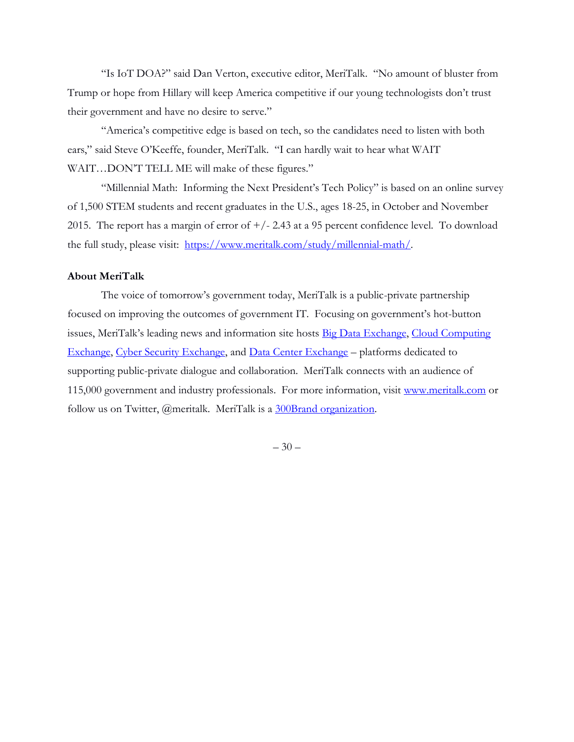"Is IoT DOA?" said Dan Verton, executive editor, MeriTalk. "No amount of bluster from Trump or hope from Hillary will keep America competitive if our young technologists don't trust their government and have no desire to serve."

"America's competitive edge is based on tech, so the candidates need to listen with both ears," said Steve O'Keeffe, founder, MeriTalk. "I can hardly wait to hear what WAIT WAIT…DON'T TELL ME will make of these figures."

"Millennial Math: Informing the Next President's Tech Policy" is based on an online survey of 1,500 STEM students and recent graduates in the U.S., ages 18-25, in October and November 2015. The report has a margin of error of +/- 2.43 at a 95 percent confidence level. To download the full study, please visit: https://www.meritalk.com/study/millennial-math/.

**About MeriTalk**

The voice of tomorrow's government today, MeriTalk is a public-private partnership focused on improving the outcomes of government IT. Focusing on government's hot-button issues, MeriTalk's leading news and information site hosts Big Data Exchange, Cloud Computing Exchange, Cyber Security Exchange, and Data Center Exchange – platforms dedicated to supporting public-private dialogue and collaboration. MeriTalk connects with an audience of 115,000 government and industry professionals. For more information, visit www.meritalk.com or follow us on Twitter, @meritalk. MeriTalk is a 300Brand organization.

– 30 –